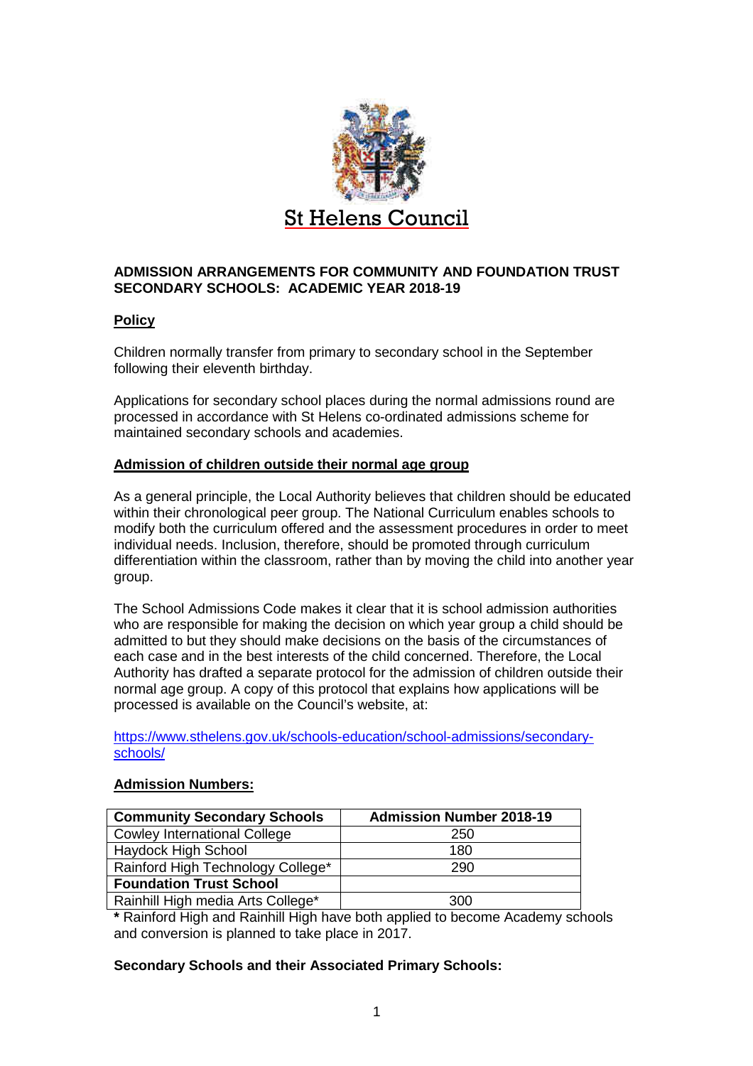St Helens Council

**ADMISSION ARRANGEMENTS FOR COMMUNITY AND FOUNDATION TRUST SECONDARY SCHOOLS: ACADEMIC YEAR 2018-19**

## Policy

Children normally transfer from primary to secondary school in the September following their eleventh birthday.

Applications for secondary school places during the normal admissions round are processed in accordance with St Helens co-ordinated admissions scheme for maintained secondary schools and academies.

## Admission of children outside their normal age group

As a general principle, the Local Authority believes that children should be educated within their chronological peer group. The National Curriculum enables schools to modify both the curriculum offered and the assessment procedures in order to meet individual needs. Inclusion, therefore, should be promoted through curriculum differentiation within the classroom, rather than by moving the child into another year group.

The School Admissions Code makes it clear that it is school admission authorities who are responsible for making the decision on which year group a child should be admitted to but they should make decisions on the basis of the circumstances of each case and in the best interests of the child concerned. Therefore, the Local Authority has drafted a separate protocol for the admission of children outside their normal age group. A copy of this protocol that explains how applications will be processed is available on the Council's website, at:

https://www.sthelens.gov.uk/schools-education/school-admissions/secondary-schools/

## Admission Numbers:

| Community Secondary Schools | Admission Number 2018-19 |
|---|---|
| Cowley International College | 250 |
| Haydock High School | 180 |
| Rainford High Technology College* | 290 |
| **Foundation Trust School** | |
| Rainhill High media Arts College* | 300 |

**\*** Rainford High and Rainhill High have both applied to become Academy schools and conversion is planned to take place in 2017.

**Secondary Schools and their Associated Primary Schools:**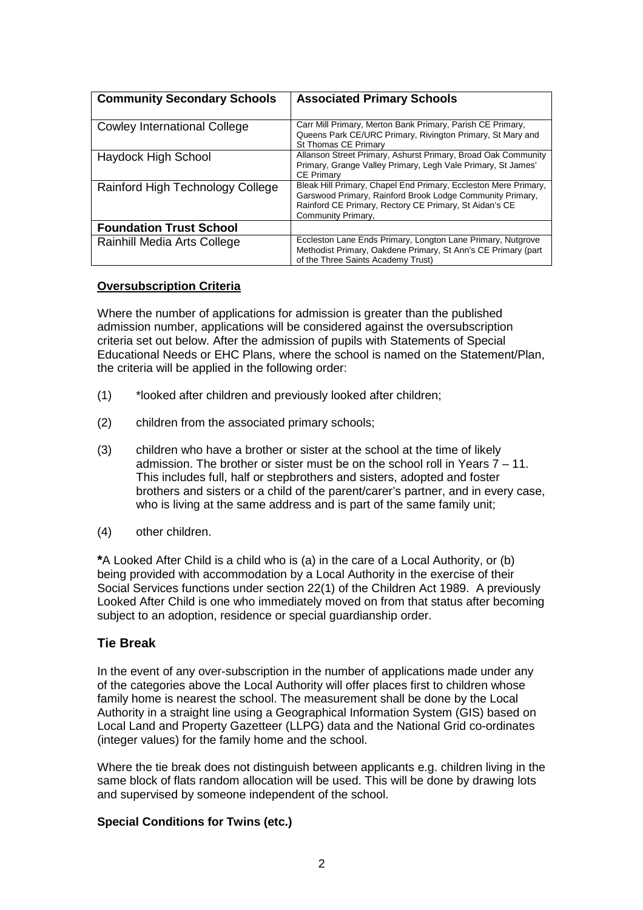| Community Secondary Schools | Associated Primary Schools |
|---|---|
| Cowley International College | Carr Mill Primary, Merton Bank Primary, Parish CE Primary, Queens Park CE/URC Primary, Rivington Primary, St Mary and St Thomas CE Primary |
| Haydock High School | Allanson Street Primary, Ashurst Primary, Broad Oak Community Primary, Grange Valley Primary, Legh Vale Primary, St James' CE Primary |
| Rainford High Technology College | Bleak Hill Primary, Chapel End Primary, Eccleston Mere Primary, Garswood Primary, Rainford Brook Lodge Community Primary, Rainford CE Primary, Rectory CE Primary, St Aidan's CE Community Primary, |
| **Foundation Trust School** | |
| Rainhill Media Arts College | Eccleston Lane Ends Primary, Longton Lane Primary, Nutgrove Methodist Primary, Oakdene Primary, St Ann's CE Primary (part of the Three Saints Academy Trust) |

**Oversubscription Criteria**

Where the number of applications for admission is greater than the published admission number, applications will be considered against the oversubscription criteria set out below. After the admission of pupils with Statements of Special Educational Needs or EHC Plans, where the school is named on the Statement/Plan, the criteria will be applied in the following order:

(1) *looked after children and previously looked after children;

(2) children from the associated primary schools;

(3) children who have a brother or sister at the school at the time of likely admission. The brother or sister must be on the school roll in Years 7 – 11. This includes full, half or stepbrothers and sisters, adopted and foster brothers and sisters or a child of the parent/carer's partner, and in every case, who is living at the same address and is part of the same family unit;

(4) other children.

**\***A Looked After Child is a child who is (a) in the care of a Local Authority, or (b) being provided with accommodation by a Local Authority in the exercise of their Social Services functions under section 22(1) of the Children Act 1989. A previously Looked After Child is one who immediately moved on from that status after becoming subject to an adoption, residence or special guardianship order.

## Tie Break

In the event of any over-subscription in the number of applications made under any of the categories above the Local Authority will offer places first to children whose family home is nearest the school. The measurement shall be done by the Local Authority in a straight line using a Geographical Information System (GIS) based on Local Land and Property Gazetteer (LLPG) data and the National Grid co-ordinates (integer values) for the family home and the school.

Where the tie break does not distinguish between applicants e.g. children living in the same block of flats random allocation will be used. This will be done by drawing lots and supervised by someone independent of the school.

**Special Conditions for Twins (etc.)**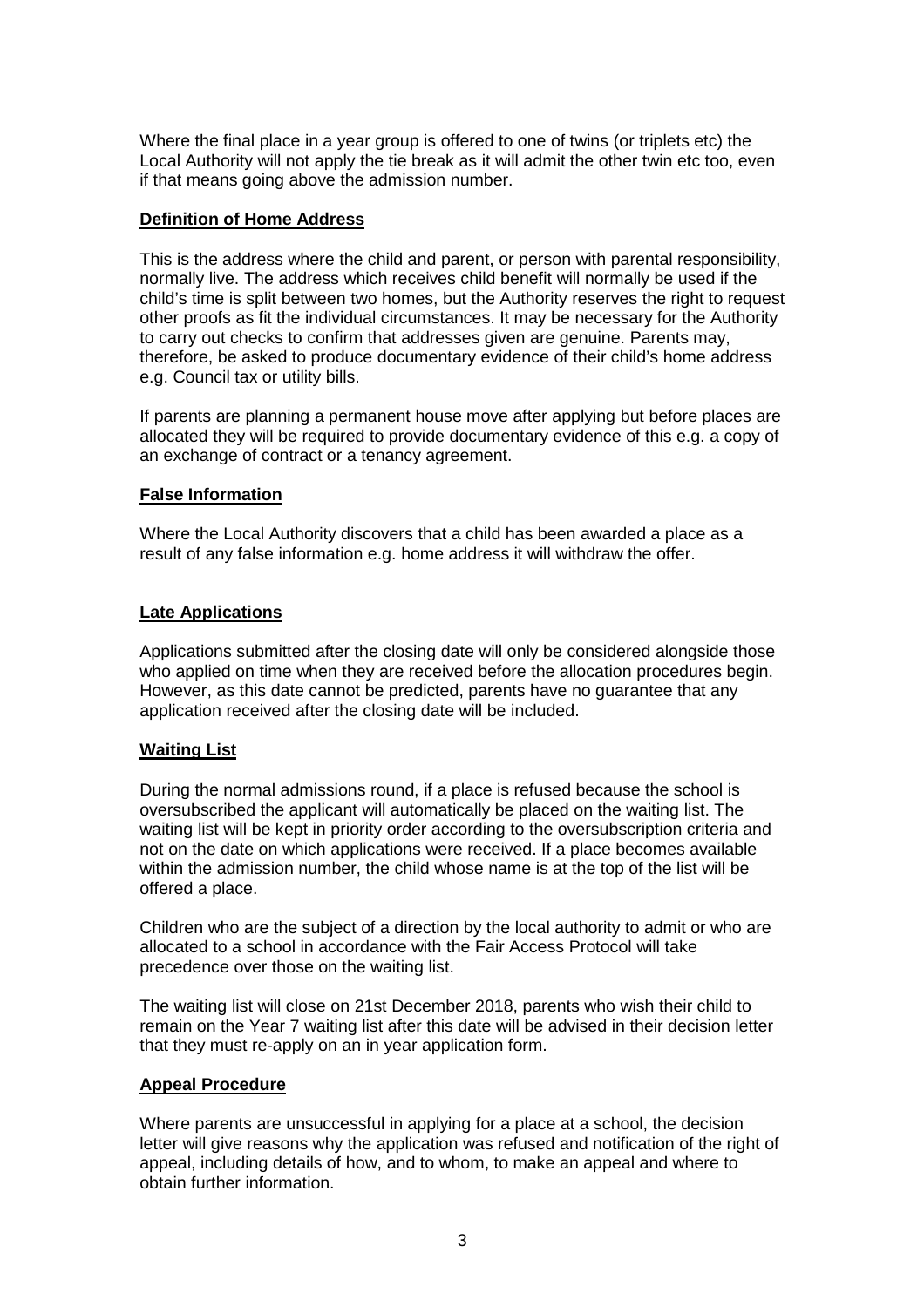Where the final place in a year group is offered to one of twins (or triplets etc) the Local Authority will not apply the tie break as it will admit the other twin etc too, even if that means going above the admission number.

**Definition of Home Address**

This is the address where the child and parent, or person with parental responsibility, normally live. The address which receives child benefit will normally be used if the child's time is split between two homes, but the Authority reserves the right to request other proofs as fit the individual circumstances. It may be necessary for the Authority to carry out checks to confirm that addresses given are genuine. Parents may, therefore, be asked to produce documentary evidence of their child's home address e.g. Council tax or utility bills.

If parents are planning a permanent house move after applying but before places are allocated they will be required to provide documentary evidence of this e.g. a copy of an exchange of contract or a tenancy agreement.

**False Information**

Where the Local Authority discovers that a child has been awarded a place as a result of any false information e.g. home address it will withdraw the offer.

**Late Applications**

Applications submitted after the closing date will only be considered alongside those who applied on time when they are received before the allocation procedures begin. However, as this date cannot be predicted, parents have no guarantee that any application received after the closing date will be included.

**Waiting List**

During the normal admissions round, if a place is refused because the school is oversubscribed the applicant will automatically be placed on the waiting list. The waiting list will be kept in priority order according to the oversubscription criteria and not on the date on which applications were received. If a place becomes available within the admission number, the child whose name is at the top of the list will be offered a place.

Children who are the subject of a direction by the local authority to admit or who are allocated to a school in accordance with the Fair Access Protocol will take precedence over those on the waiting list.

The waiting list will close on 21st December 2018, parents who wish their child to remain on the Year 7 waiting list after this date will be advised in their decision letter that they must re-apply on an in year application form.

**Appeal Procedure**

Where parents are unsuccessful in applying for a place at a school, the decision letter will give reasons why the application was refused and notification of the right of appeal, including details of how, and to whom, to make an appeal and where to obtain further information.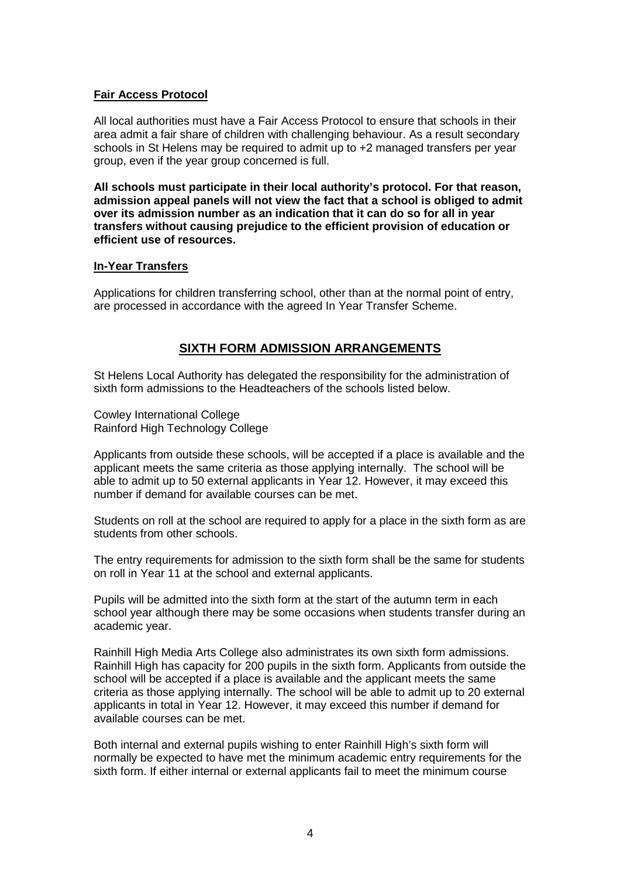**Fair Access Protocol**

All local authorities must have a Fair Access Protocol to ensure that schools in their area admit a fair share of children with challenging behaviour. As a result secondary schools in St Helens may be required to admit up to +2 managed transfers per year group, even if the year group concerned is full.

**All schools must participate in their local authority's protocol. For that reason, admission appeal panels will not view the fact that a school is obliged to admit over its admission number as an indication that it can do so for all in year transfers without causing prejudice to the efficient provision of education or efficient use of resources.**

**In-Year Transfers**

Applications for children transferring school, other than at the normal point of entry, are processed in accordance with the agreed In Year Transfer Scheme.

## SIXTH FORM ADMISSION ARRANGEMENTS

St Helens Local Authority has delegated the responsibility for the administration of sixth form admissions to the Headteachers of the schools listed below.

Cowley International College
Rainford High Technology College

Applicants from outside these schools, will be accepted if a place is available and the applicant meets the same criteria as those applying internally. The school will be able to admit up to 50 external applicants in Year 12. However, it may exceed this number if demand for available courses can be met.

Students on roll at the school are required to apply for a place in the sixth form as are students from other schools.

The entry requirements for admission to the sixth form shall be the same for students on roll in Year 11 at the school and external applicants.

Pupils will be admitted into the sixth form at the start of the autumn term in each school year although there may be some occasions when students transfer during an academic year.

Rainhill High Media Arts College also administrates its own sixth form admissions. Rainhill High has capacity for 200 pupils in the sixth form. Applicants from outside the school will be accepted if a place is available and the applicant meets the same criteria as those applying internally. The school will be able to admit up to 20 external applicants in total in Year 12. However, it may exceed this number if demand for available courses can be met.

Both internal and external pupils wishing to enter Rainhill High's sixth form will normally be expected to have met the minimum academic entry requirements for the sixth form. If either internal or external applicants fail to meet the minimum course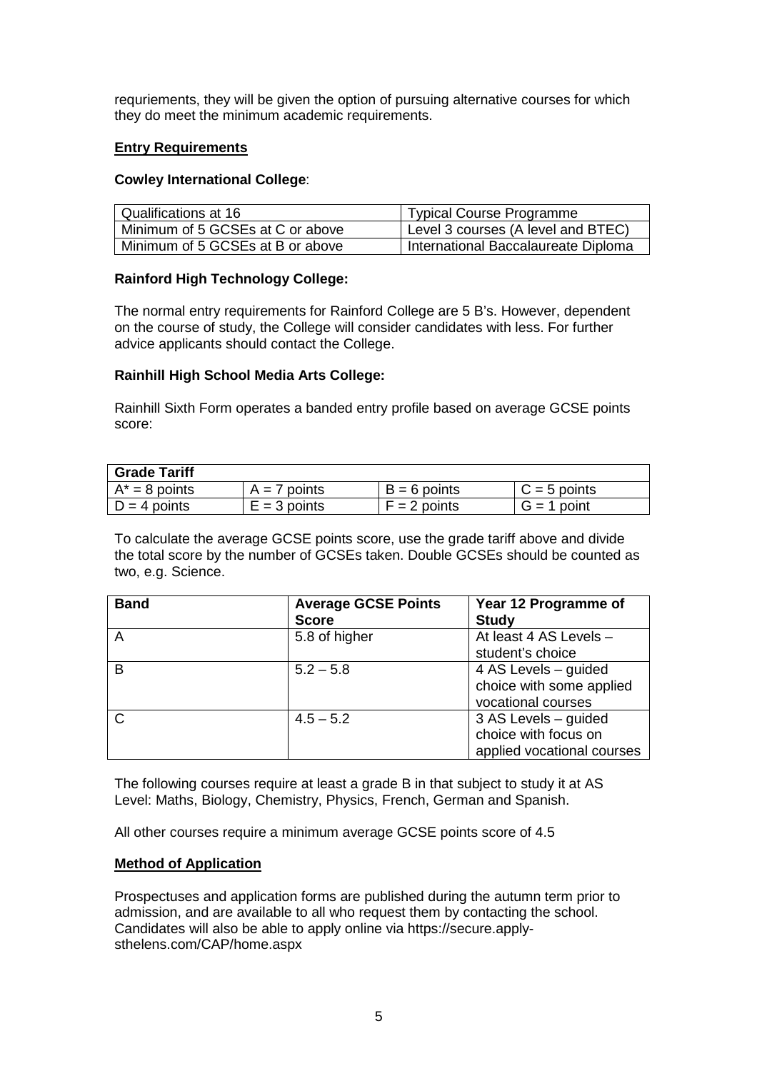requriements, they will be given the option of pursuing alternative courses for which they do meet the minimum academic requirements.

## Entry Requirements

**Cowley International College**:

| Qualifications at 16 | Typical Course Programme |
| --- | --- |
| Minimum of 5 GCSEs at C or above | Level 3 courses (A level and BTEC) |
| Minimum of 5 GCSEs at B or above | International Baccalaureate Diploma |

**Rainford High Technology College:**

The normal entry requirements for Rainford College are 5 B's. However, dependent on the course of study, the College will consider candidates with less. For further advice applicants should contact the College.

**Rainhill High School Media Arts College:**

Rainhill Sixth Form operates a banded entry profile based on average GCSE points score:

| **Grade Tariff** | | | |
| --- | --- | --- | --- |
| A* = 8 points | A = 7 points | B = 6 points | C = 5 points |
| D = 4 points | E = 3 points | F = 2 points | G = 1 point |

To calculate the average GCSE points score, use the grade tariff above and divide the total score by the number of GCSEs taken. Double GCSEs should be counted as two, e.g. Science.

| Band | Average GCSE Points Score | Year 12 Programme of Study |
| --- | --- | --- |
| A | 5.8 of higher | At least 4 AS Levels – student's choice |
| B | 5.2 – 5.8 | 4 AS Levels – guided choice with some applied vocational courses |
| C | 4.5 – 5.2 | 3 AS Levels – guided choice with focus on applied vocational courses |

The following courses require at least a grade B in that subject to study it at AS Level: Maths, Biology, Chemistry, Physics, French, German and Spanish.

All other courses require a minimum average GCSE points score of 4.5

## Method of Application

Prospectuses and application forms are published during the autumn term prior to admission, and are available to all who request them by contacting the school. Candidates will also be able to apply online via https://secure.apply-sthelens.com/CAP/home.aspx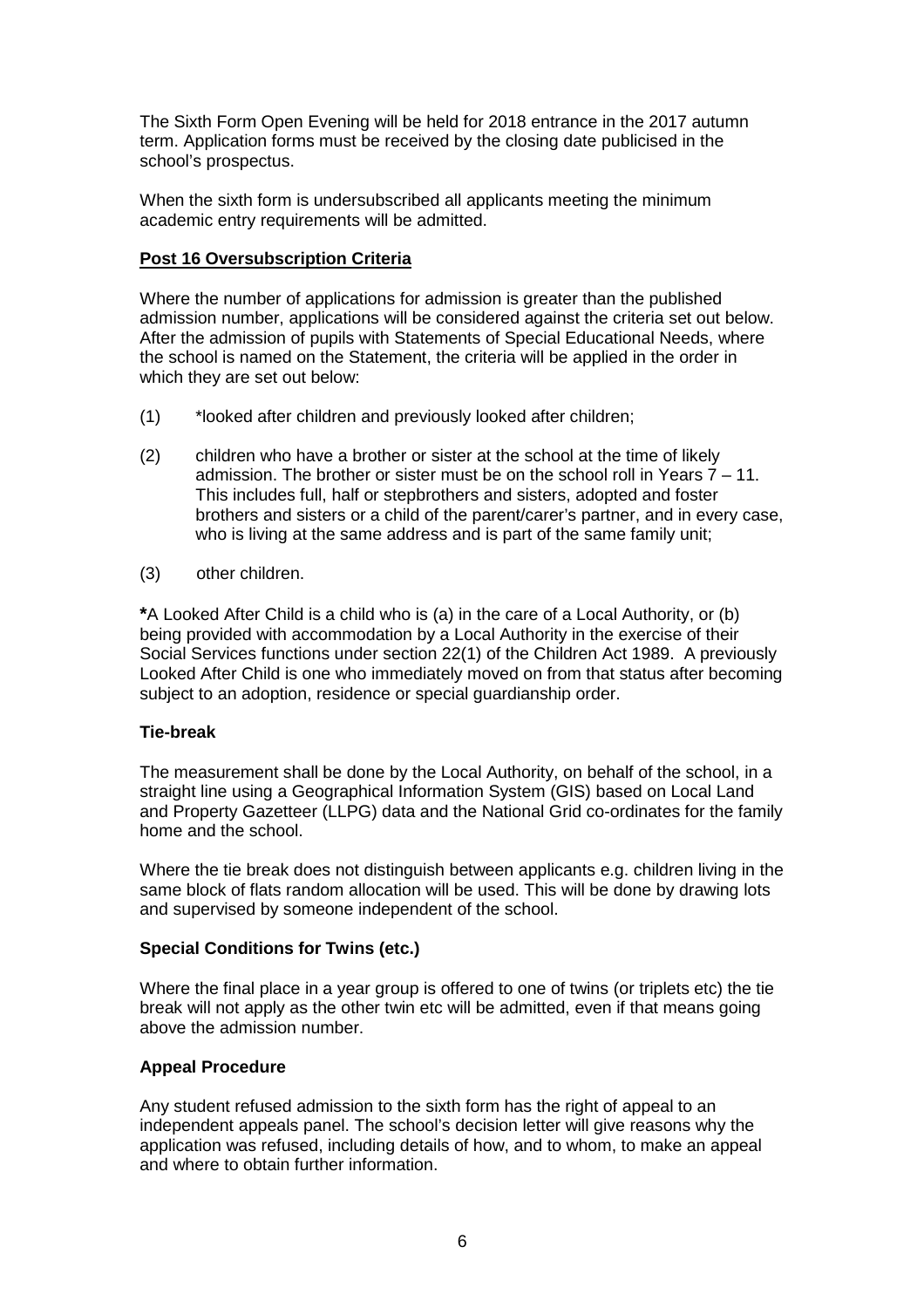The Sixth Form Open Evening will be held for 2018 entrance in the 2017 autumn term. Application forms must be received by the closing date publicised in the school's prospectus.

When the sixth form is undersubscribed all applicants meeting the minimum academic entry requirements will be admitted.

**Post 16 Oversubscription Criteria**

Where the number of applications for admission is greater than the published admission number, applications will be considered against the criteria set out below. After the admission of pupils with Statements of Special Educational Needs, where the school is named on the Statement, the criteria will be applied in the order in which they are set out below:

(1) *looked after children and previously looked after children;

(2) children who have a brother or sister at the school at the time of likely admission. The brother or sister must be on the school roll in Years 7 – 11. This includes full, half or stepbrothers and sisters, adopted and foster brothers and sisters or a child of the parent/carer's partner, and in every case, who is living at the same address and is part of the same family unit;

(3) other children.

**\***A Looked After Child is a child who is (a) in the care of a Local Authority, or (b) being provided with accommodation by a Local Authority in the exercise of their Social Services functions under section 22(1) of the Children Act 1989. A previously Looked After Child is one who immediately moved on from that status after becoming subject to an adoption, residence or special guardianship order.

**Tie-break**

The measurement shall be done by the Local Authority, on behalf of the school, in a straight line using a Geographical Information System (GIS) based on Local Land and Property Gazetteer (LLPG) data and the National Grid co-ordinates for the family home and the school.

Where the tie break does not distinguish between applicants e.g. children living in the same block of flats random allocation will be used. This will be done by drawing lots and supervised by someone independent of the school.

**Special Conditions for Twins (etc.)**

Where the final place in a year group is offered to one of twins (or triplets etc) the tie break will not apply as the other twin etc will be admitted, even if that means going above the admission number.

**Appeal Procedure**

Any student refused admission to the sixth form has the right of appeal to an independent appeals panel. The school's decision letter will give reasons why the application was refused, including details of how, and to whom, to make an appeal and where to obtain further information.